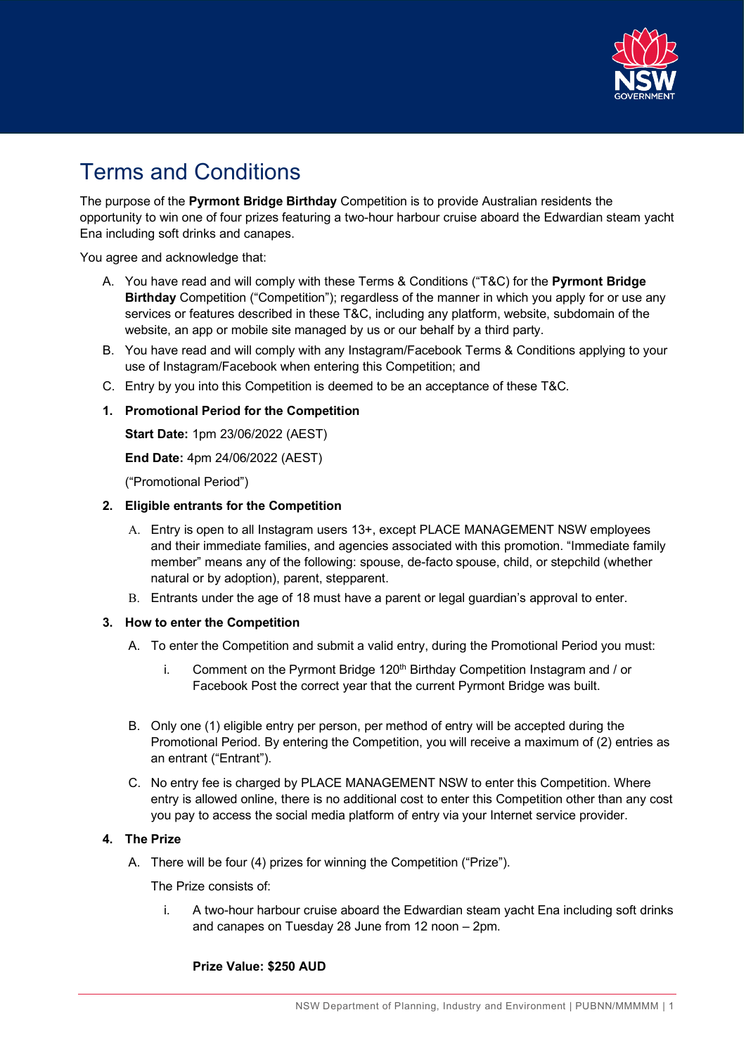# Terms and Conditions

The purpose of the **Pyrmont Bridge Birthday** Competition is to provide Australian residents the opportunity to win one of four prizes featuring a two-hour harbour cruise aboard the Edwardian steam yacht Ena including soft drinks and canapes.

You agree and acknowledge that:

A. You have read and will comply with these Terms & Conditions ("T&C") for the **Pyrmont Bridge Birthday** Competition ("Competition"); regardless of the manner in which you apply for or use any services or features described in these T&C, including any platform, website, subdomain of the website, an app or mobile site managed by us or our behalf by a third party.

B. You have read and will comply with any Instagram/Facebook Terms & Conditions applying to your use of Instagram/Facebook when entering this Competition; and

C. Entry by you into this Competition is deemed to be an acceptance of these T&C.

**1. Promotional Period for the Competition**

**Start Date:** 1pm 23/06/2022 (AEST)

**End Date:** 4pm 24/06/2022 (AEST)

("Promotional Period")

**2. Eligible entrants for the Competition**

A. Entry is open to all Instagram users 13+, except PLACE MANAGEMENT NSW employees and their immediate families, and agencies associated with this promotion. "Immediate family member" means any of the following: spouse, de-facto spouse, child, or stepchild (whether natural or by adoption), parent, stepparent.

B. Entrants under the age of 18 must have a parent or legal guardian's approval to enter.

**3. How to enter the Competition**

A. To enter the Competition and submit a valid entry, during the Promotional Period you must:

i. Comment on the Pyrmont Bridge 120th Birthday Competition Instagram and / or Facebook Post the correct year that the current Pyrmont Bridge was built.

B. Only one (1) eligible entry per person, per method of entry will be accepted during the Promotional Period. By entering the Competition, you will receive a maximum of (2) entries as an entrant ("Entrant").

C. No entry fee is charged by PLACE MANAGEMENT NSW to enter this Competition. Where entry is allowed online, there is no additional cost to enter this Competition other than any cost you pay to access the social media platform of entry via your Internet service provider.

**4. The Prize**

A. There will be four (4) prizes for winning the Competition ("Prize").

The Prize consists of:

i. A two-hour harbour cruise aboard the Edwardian steam yacht Ena including soft drinks and canapes on Tuesday 28 June from 12 noon – 2pm.

**Prize Value: $250 AUD**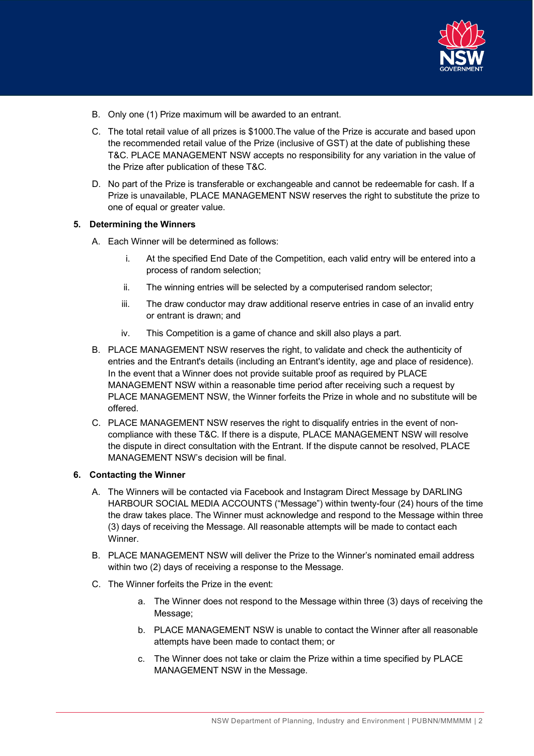B. Only one (1) Prize maximum will be awarded to an entrant.

C. The total retail value of all prizes is $1000.The value of the Prize is accurate and based upon the recommended retail value of the Prize (inclusive of GST) at the date of publishing these T&C. PLACE MANAGEMENT NSW accepts no responsibility for any variation in the value of the Prize after publication of these T&C.

D. No part of the Prize is transferable or exchangeable and cannot be redeemable for cash. If a Prize is unavailable, PLACE MANAGEMENT NSW reserves the right to substitute the prize to one of equal or greater value.

**5. Determining the Winners**

A. Each Winner will be determined as follows:

   i. At the specified End Date of the Competition, each valid entry will be entered into a process of random selection;

   ii. The winning entries will be selected by a computerised random selector;

   iii. The draw conductor may draw additional reserve entries in case of an invalid entry or entrant is drawn; and

   iv. This Competition is a game of chance and skill also plays a part.

B. PLACE MANAGEMENT NSW reserves the right, to validate and check the authenticity of entries and the Entrant's details (including an Entrant's identity, age and place of residence). In the event that a Winner does not provide suitable proof as required by PLACE MANAGEMENT NSW within a reasonable time period after receiving such a request by PLACE MANAGEMENT NSW, the Winner forfeits the Prize in whole and no substitute will be offered.

C. PLACE MANAGEMENT NSW reserves the right to disqualify entries in the event of non-compliance with these T&C. If there is a dispute, PLACE MANAGEMENT NSW will resolve the dispute in direct consultation with the Entrant. If the dispute cannot be resolved, PLACE MANAGEMENT NSW's decision will be final.

**6. Contacting the Winner**

A. The Winners will be contacted via Facebook and Instagram Direct Message by DARLING HARBOUR SOCIAL MEDIA ACCOUNTS ("Message") within twenty-four (24) hours of the time the draw takes place. The Winner must acknowledge and respond to the Message within three (3) days of receiving the Message. All reasonable attempts will be made to contact each Winner.

B. PLACE MANAGEMENT NSW will deliver the Prize to the Winner's nominated email address within two (2) days of receiving a response to the Message.

C. The Winner forfeits the Prize in the event:

   a. The Winner does not respond to the Message within three (3) days of receiving the Message;

   b. PLACE MANAGEMENT NSW is unable to contact the Winner after all reasonable attempts have been made to contact them; or

   c. The Winner does not take or claim the Prize within a time specified by PLACE MANAGEMENT NSW in the Message.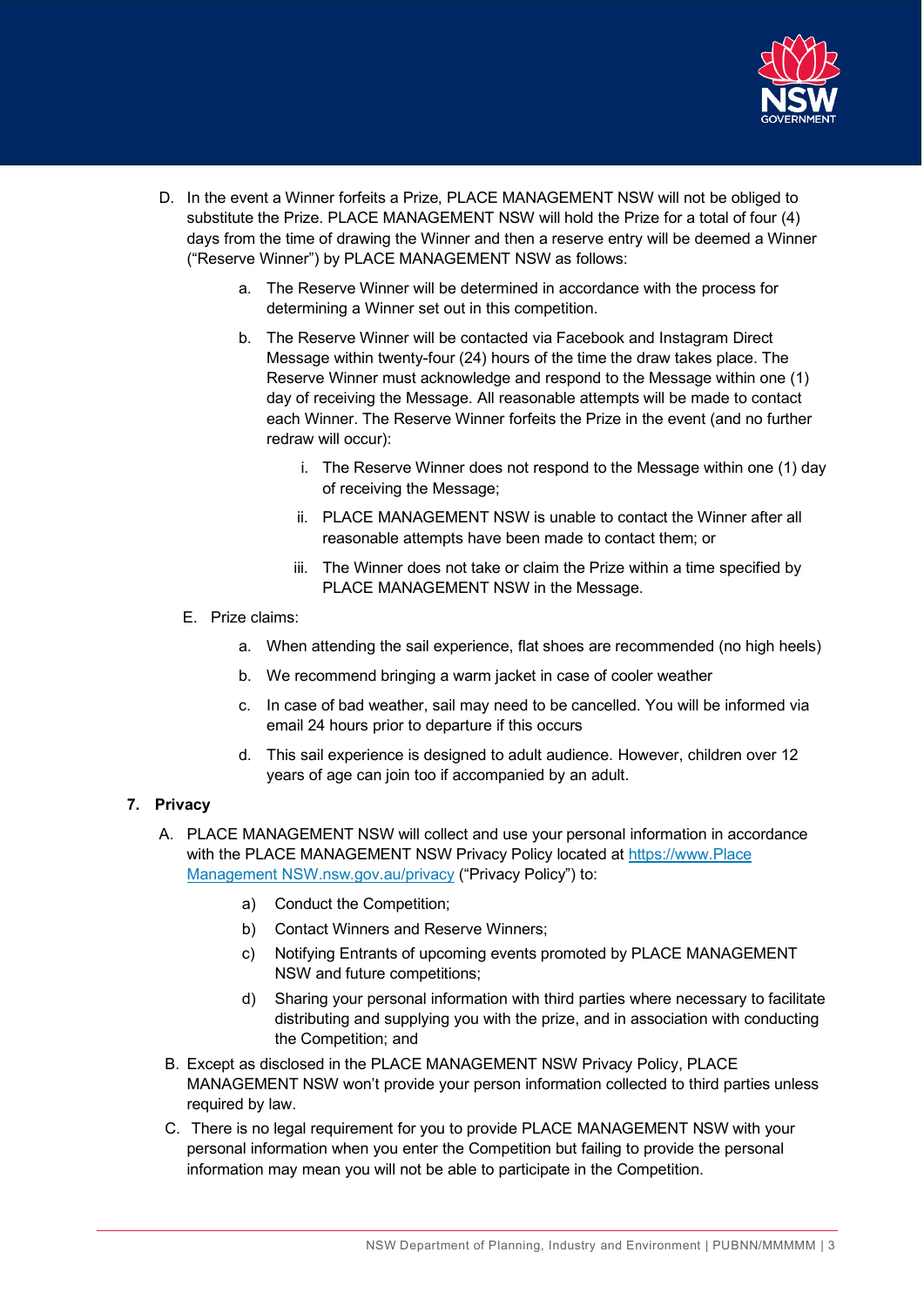D. In the event a Winner forfeits a Prize, PLACE MANAGEMENT NSW will not be obliged to substitute the Prize. PLACE MANAGEMENT NSW will hold the Prize for a total of four (4) days from the time of drawing the Winner and then a reserve entry will be deemed a Winner ("Reserve Winner") by PLACE MANAGEMENT NSW as follows:

   a. The Reserve Winner will be determined in accordance with the process for determining a Winner set out in this competition.

   b. The Reserve Winner will be contacted via Facebook and Instagram Direct Message within twenty-four (24) hours of the time the draw takes place. The Reserve Winner must acknowledge and respond to the Message within one (1) day of receiving the Message. All reasonable attempts will be made to contact each Winner. The Reserve Winner forfeits the Prize in the event (and no further redraw will occur):

      i. The Reserve Winner does not respond to the Message within one (1) day of receiving the Message;

      ii. PLACE MANAGEMENT NSW is unable to contact the Winner after all reasonable attempts have been made to contact them; or

      iii. The Winner does not take or claim the Prize within a time specified by PLACE MANAGEMENT NSW in the Message.

E. Prize claims:

   a. When attending the sail experience, flat shoes are recommended (no high heels)

   b. We recommend bringing a warm jacket in case of cooler weather

   c. In case of bad weather, sail may need to be cancelled. You will be informed via email 24 hours prior to departure if this occurs

   d. This sail experience is designed to adult audience. However, children over 12 years of age can join too if accompanied by an adult.

**7. Privacy**

A. PLACE MANAGEMENT NSW will collect and use your personal information in accordance with the PLACE MANAGEMENT NSW Privacy Policy located at https://www.Place Management NSW.nsw.gov.au/privacy ("Privacy Policy") to:

   a) Conduct the Competition;

   b) Contact Winners and Reserve Winners;

   c) Notifying Entrants of upcoming events promoted by PLACE MANAGEMENT NSW and future competitions;

   d) Sharing your personal information with third parties where necessary to facilitate distributing and supplying you with the prize, and in association with conducting the Competition; and

B. Except as disclosed in the PLACE MANAGEMENT NSW Privacy Policy, PLACE MANAGEMENT NSW won't provide your person information collected to third parties unless required by law.

C. There is no legal requirement for you to provide PLACE MANAGEMENT NSW with your personal information when you enter the Competition but failing to provide the personal information may mean you will not be able to participate in the Competition.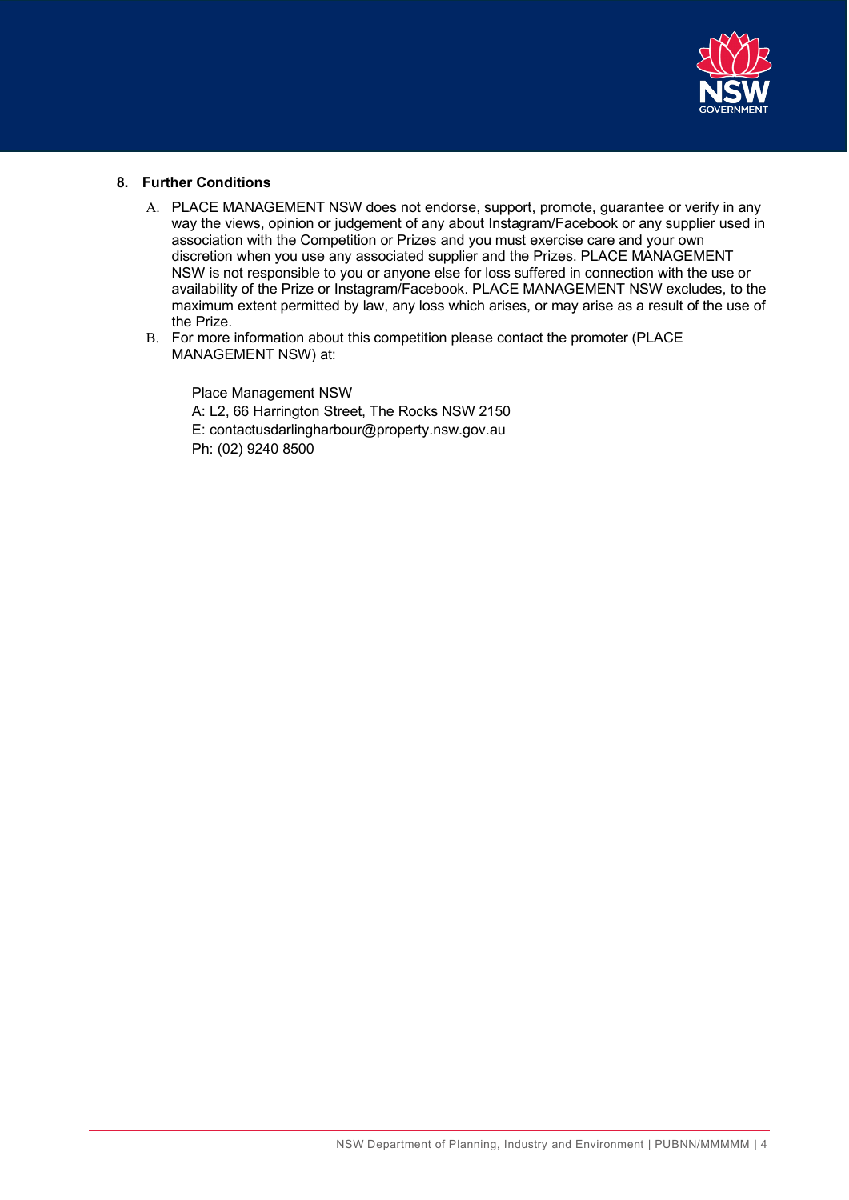## 8. Further Conditions

A. PLACE MANAGEMENT NSW does not endorse, support, promote, guarantee or verify in any way the views, opinion or judgement of any about Instagram/Facebook or any supplier used in association with the Competition or Prizes and you must exercise care and your own discretion when you use any associated supplier and the Prizes. PLACE MANAGEMENT NSW is not responsible to you or anyone else for loss suffered in connection with the use or availability of the Prize or Instagram/Facebook. PLACE MANAGEMENT NSW excludes, to the maximum extent permitted by law, any loss which arises, or may arise as a result of the use of the Prize.

B. For more information about this competition please contact the promoter (PLACE MANAGEMENT NSW) at:

   Place Management NSW
   A: L2, 66 Harrington Street, The Rocks NSW 2150
   E: contactusdarlingharbour@property.nsw.gov.au
   Ph: (02) 9240 8500